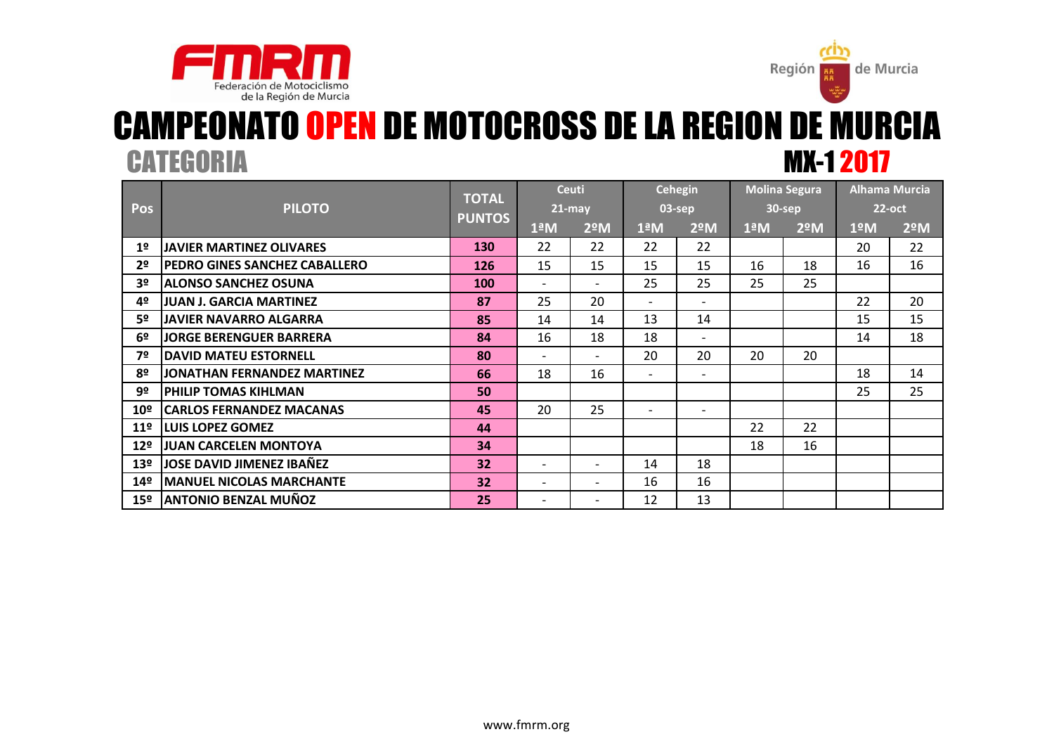# CAMPEONATO OPEN DE MOTOCROSS DE LA REGION DE MURCIA

## CATEGORIA MX-1 2017

| Pos | PILOTO | TOTAL PUNTOS | Ceuti 21-may | | Cehegin 03-sep | | Molina Segura 30-sep | | Alhama Murcia 22-oct | |
|---|---|---|---|---|---|---|---|---|---|---|
| | | | 1ªM | 2ºM | 1ªM | 2ºM | 1ªM | 2ºM | 1ºM | 2ºM |
| 1º | JAVIER MARTINEZ OLIVARES | 130 | 22 | 22 | 22 | 22 | | | 20 | 22 |
| 2º | PEDRO GINES SANCHEZ CABALLERO | 126 | 15 | 15 | 15 | 15 | 16 | 18 | 16 | 16 |
| 3º | ALONSO SANCHEZ OSUNA | 100 | - | - | 25 | 25 | 25 | 25 | | |
| 4º | JUAN J. GARCIA MARTINEZ | 87 | 25 | 20 | - | - | | | 22 | 20 |
| 5º | JAVIER NAVARRO ALGARRA | 85 | 14 | 14 | 13 | 14 | | | 15 | 15 |
| 6º | JORGE BERENGUER BARRERA | 84 | 16 | 18 | 18 | - | | | 14 | 18 |
| 7º | DAVID MATEU ESTORNELL | 80 | - | - | 20 | 20 | 20 | 20 | | |
| 8º | JONATHAN FERNANDEZ MARTINEZ | 66 | 18 | 16 | - | - | | | 18 | 14 |
| 9º | PHILIP TOMAS KIHLMAN | 50 | | | | | | | 25 | 25 |
| 10º | CARLOS FERNANDEZ MACANAS | 45 | 20 | 25 | - | - | | | | |
| 11º | LUIS LOPEZ GOMEZ | 44 | | | | | 22 | 22 | | |
| 12º | JUAN CARCELEN MONTOYA | 34 | | | | | 18 | 16 | | |
| 13º | JOSE DAVID JIMENEZ IBAÑEZ | 32 | - | - | 14 | 18 | | | | |
| 14º | MANUEL NICOLAS MARCHANTE | 32 | - | - | 16 | 16 | | | | |
| 15º | ANTONIO BENZAL MUÑOZ | 25 | - | - | 12 | 13 | | | | |

www.fmrm.org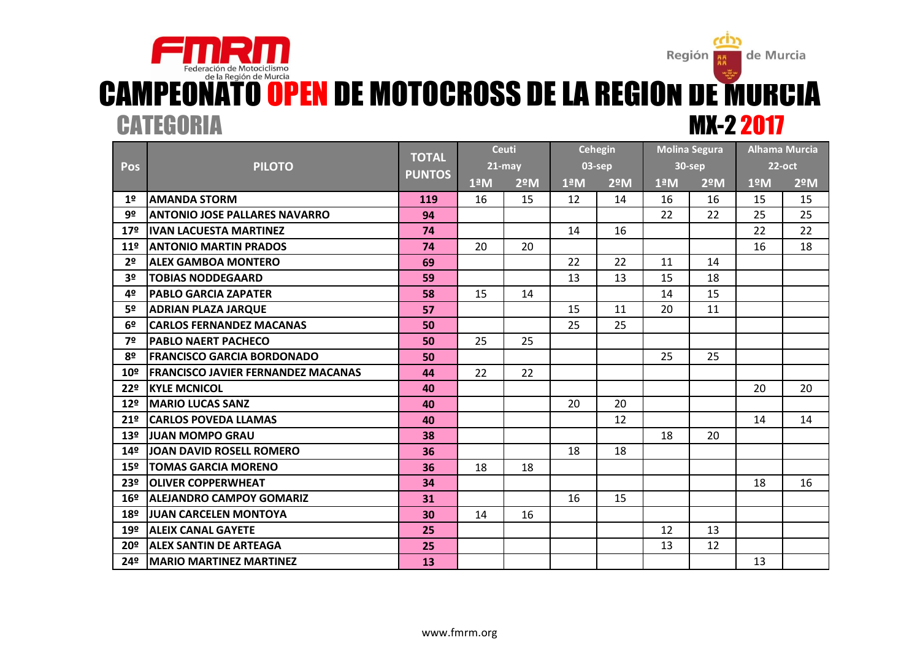FMRM Federación de Motociclismo de la Región de Murcia

Región de Murcia

# CAMPEONATO OPEN DE MOTOCROSS DE LA REGION DE MURCIA

## CATEGORIA MX-2 2017

| Pos | PILOTO | TOTAL PUNTOS | Ceuti 21-may | | Cehegin 03-sep | | Molina Segura 30-sep | | Alhama Murcia 22-oct | |
|---|---|---|---|---|---|---|---|---|---|---|
| | | | 1ªM | 2ºM | 1ªM | 2ºM | 1ªM | 2ºM | 1ºM | 2ºM |
| 1º | AMANDA STORM | 119 | 16 | 15 | 12 | 14 | 16 | 16 | 15 | 15 |
| 9º | ANTONIO JOSE PALLARES NAVARRO | 94 | | | | | 22 | 22 | 25 | 25 |
| 17º | IVAN LACUESTA MARTINEZ | 74 | | | 14 | 16 | | | 22 | 22 |
| 11º | ANTONIO MARTIN PRADOS | 74 | 20 | 20 | | | | | 16 | 18 |
| 2º | ALEX GAMBOA MONTERO | 69 | | | 22 | 22 | 11 | 14 | | |
| 3º | TOBIAS NODDEGAARD | 59 | | | 13 | 13 | 15 | 18 | | |
| 4º | PABLO GARCIA ZAPATER | 58 | 15 | 14 | | | 14 | 15 | | |
| 5º | ADRIAN PLAZA JARQUE | 57 | | | 15 | 11 | 20 | 11 | | |
| 6º | CARLOS FERNANDEZ MACANAS | 50 | | | 25 | 25 | | | | |
| 7º | PABLO NAERT PACHECO | 50 | 25 | 25 | | | | | | |
| 8º | FRANCISCO GARCIA BORDONADO | 50 | | | | | 25 | 25 | | |
| 10º | FRANCISCO JAVIER FERNANDEZ MACANAS | 44 | 22 | 22 | | | | | | |
| 22º | KYLE MCNICOL | 40 | | | | | | | 20 | 20 |
| 12º | MARIO LUCAS SANZ | 40 | | | 20 | 20 | | | | |
| 21º | CARLOS POVEDA LLAMAS | 40 | | | | 12 | | | 14 | 14 |
| 13º | JUAN MOMPO GRAU | 38 | | | | | 18 | 20 | | |
| 14º | JOAN DAVID ROSELL ROMERO | 36 | | | 18 | 18 | | | | |
| 15º | TOMAS GARCIA MORENO | 36 | 18 | 18 | | | | | | |
| 23º | OLIVER COPPERWHEAT | 34 | | | | | | | 18 | 16 |
| 16º | ALEJANDRO CAMPOY GOMARIZ | 31 | | | 16 | 15 | | | | |
| 18º | JUAN CARCELEN MONTOYA | 30 | 14 | 16 | | | | | | |
| 19º | ALEIX CANAL GAYETE | 25 | | | | | 12 | 13 | | |
| 20º | ALEX SANTIN DE ARTEAGA | 25 | | | | | 13 | 12 | | |
| 24º | MARIO MARTINEZ MARTINEZ | 13 | | | | | | | 13 | |

www.fmrm.org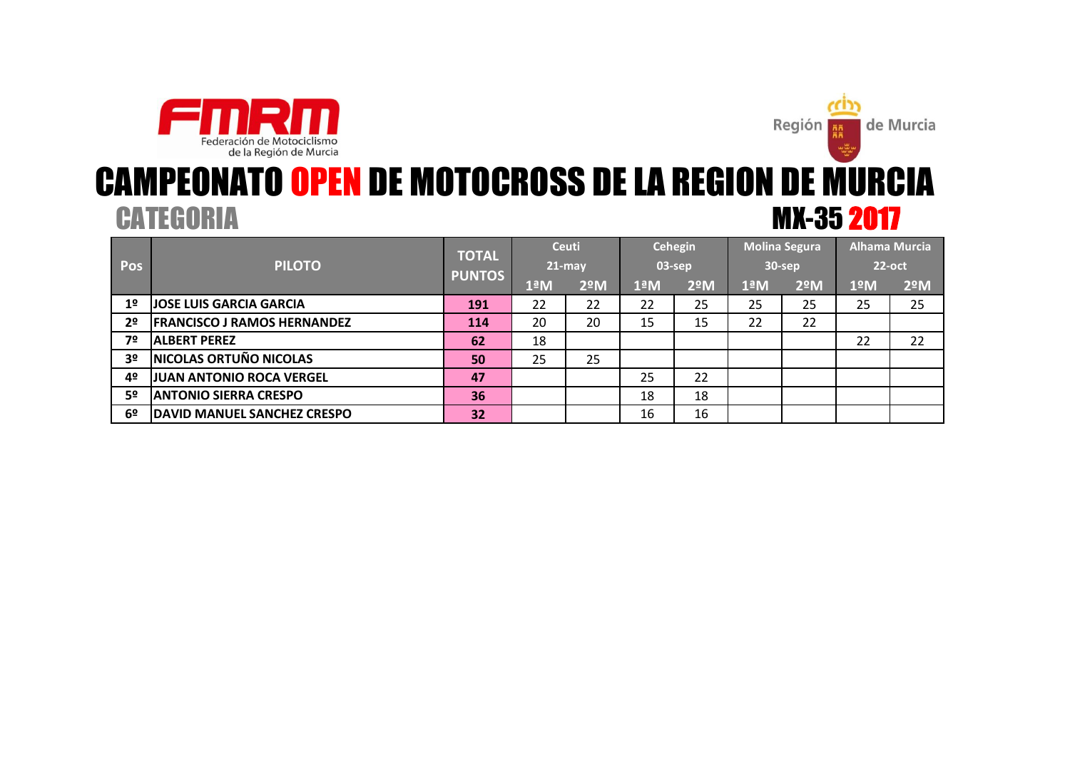# CAMPEONATO OPEN DE MOTOCROSS DE LA REGION DE MURCIA

## CATEGORIA MX-35 2017

| Pos | PILOTO | TOTAL PUNTOS | Ceuti 21-may | | Cehegin 03-sep | | Molina Segura 30-sep | | Alhama Murcia 22-oct | |
|---|---|---|---|---|---|---|---|---|---|---|
| | | | 1ªM | 2ºM | 1ªM | 2ºM | 1ªM | 2ºM | 1ºM | 2ºM |
| 1º | JOSE LUIS GARCIA GARCIA | 191 | 22 | 22 | 22 | 25 | 25 | 25 | 25 | 25 |
| 2º | FRANCISCO J RAMOS HERNANDEZ | 114 | 20 | 20 | 15 | 15 | 22 | 22 | | |
| 7º | ALBERT PEREZ | 62 | 18 | | | | | | 22 | 22 |
| 3º | NICOLAS ORTUÑO NICOLAS | 50 | 25 | 25 | | | | | | |
| 4º | JUAN ANTONIO ROCA VERGEL | 47 | | | 25 | 22 | | | | |
| 5º | ANTONIO SIERRA CRESPO | 36 | | | 18 | 18 | | | | |
| 6º | DAVID MANUEL SANCHEZ CRESPO | 32 | | | 16 | 16 | | | | |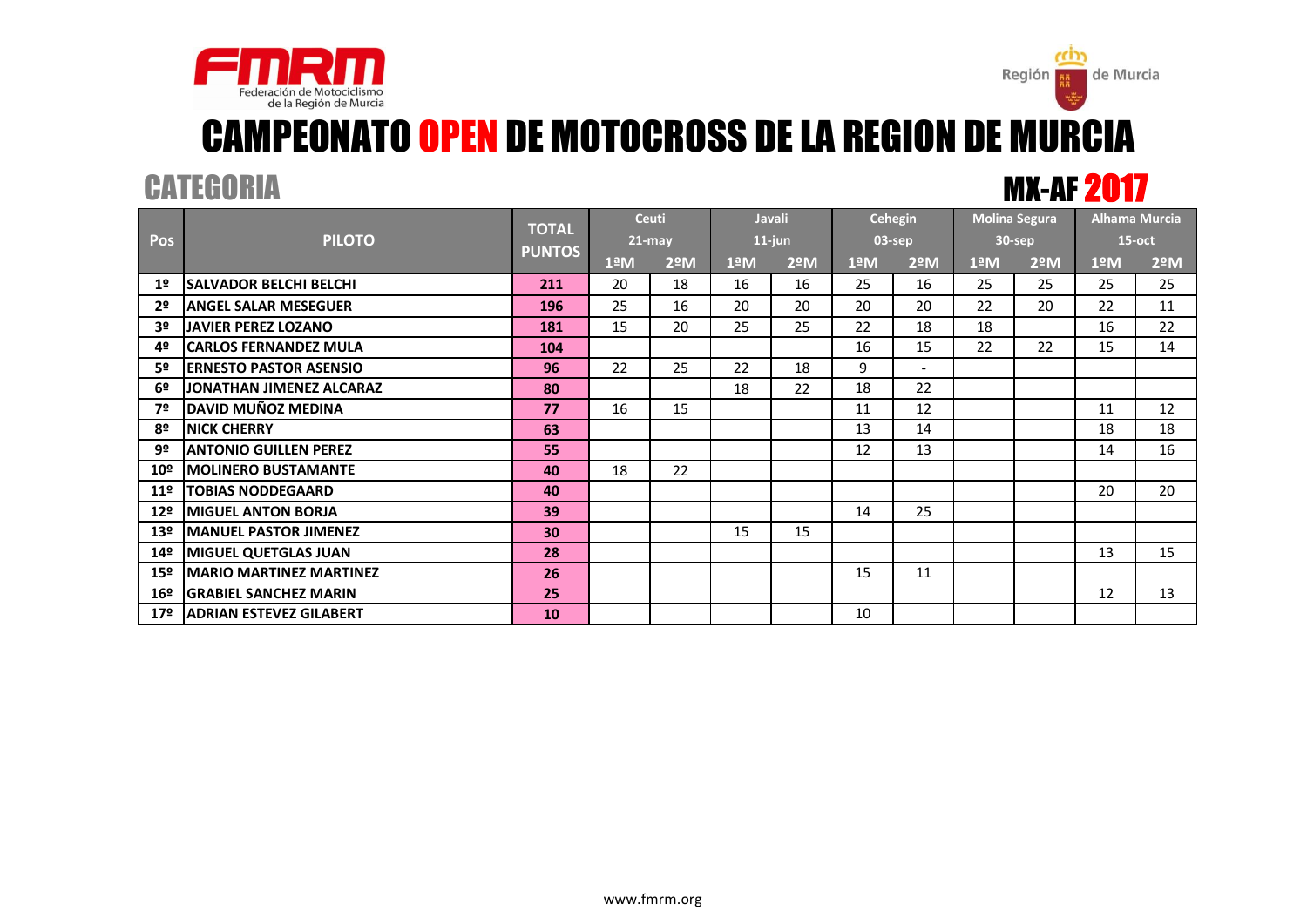Federación de Motociclismo de la Región de Murcia

Región de Murcia

# CAMPEONATO OPEN DE MOTOCROSS DE LA REGION DE MURCIA

## CATEGORIA

## MX-AF 2017

| Pos | PILOTO | TOTAL PUNTOS | Ceuti 21-may | | Javali 11-jun | | Cehegin 03-sep | | Molina Segura 30-sep | | Alhama Murcia 15-oct | |
|---|---|---|---|---|---|---|---|---|---|---|---|---|
| | | | 1ªM | 2ºM | 1ªM | 2ºM | 1ªM | 2ºM | 1ªM | 2ºM | 1ºM | 2ºM |
| 1º | SALVADOR BELCHI BELCHI | 211 | 20 | 18 | 16 | 16 | 25 | 16 | 25 | 25 | 25 | 25 |
| 2º | ANGEL SALAR MESEGUER | 196 | 25 | 16 | 20 | 20 | 20 | 20 | 22 | 20 | 22 | 11 |
| 3º | JAVIER PEREZ LOZANO | 181 | 15 | 20 | 25 | 25 | 22 | 18 | 18 | | 16 | 22 |
| 4º | CARLOS FERNANDEZ MULA | 104 | | | | | 16 | 15 | 22 | 22 | 15 | 14 |
| 5º | ERNESTO PASTOR ASENSIO | 96 | 22 | 25 | 22 | 18 | 9 | - | | | | |
| 6º | JONATHAN JIMENEZ ALCARAZ | 80 | | | 18 | 22 | 18 | 22 | | | | |
| 7º | DAVID MUÑOZ MEDINA | 77 | 16 | 15 | | | 11 | 12 | | | 11 | 12 |
| 8º | NICK CHERRY | 63 | | | | | 13 | 14 | | | 18 | 18 |
| 9º | ANTONIO GUILLEN PEREZ | 55 | | | | | 12 | 13 | | | 14 | 16 |
| 10º | MOLINERO BUSTAMANTE | 40 | 18 | 22 | | | | | | | | |
| 11º | TOBIAS NODDEGAARD | 40 | | | | | | | | | 20 | 20 |
| 12º | MIGUEL ANTON BORJA | 39 | | | | | 14 | 25 | | | | |
| 13º | MANUEL PASTOR JIMENEZ | 30 | | | 15 | 15 | | | | | | |
| 14º | MIGUEL QUETGLAS JUAN | 28 | | | | | | | | | 13 | 15 |
| 15º | MARIO MARTINEZ MARTINEZ | 26 | | | | | 15 | 11 | | | | |
| 16º | GRABIEL SANCHEZ MARIN | 25 | | | | | | | | | 12 | 13 |
| 17º | ADRIAN ESTEVEZ GILABERT | 10 | | | | | 10 | | | | | |

www.fmrm.org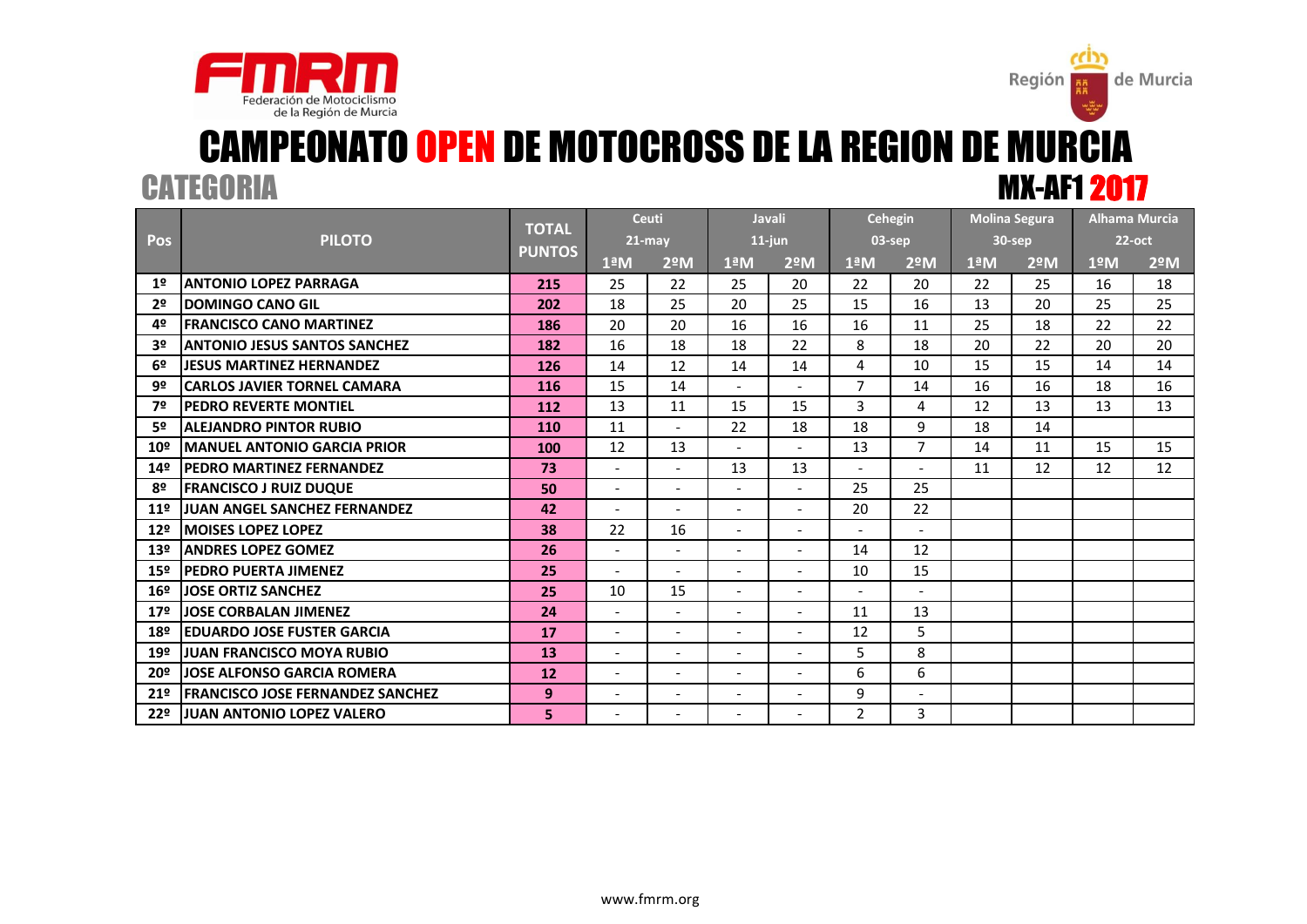FMRM Federación de Motociclismo de la Región de Murcia

Región de Murcia

# CAMPEONATO OPEN DE MOTOCROSS DE LA REGION DE MURCIA

## CATEGORIA MX-AF1 2017

| Pos | PILOTO | TOTAL PUNTOS | Ceuti 21-may | | Javali 11-jun | | Cehegin 03-sep | | Molina Segura 30-sep | | Alhama Murcia 22-oct | |
|---|---|---|---|---|---|---|---|---|---|---|---|---|
| | | | 1ªM | 2ºM | 1ªM | 2ºM | 1ªM | 2ºM | 1ªM | 2ºM | 1ºM | 2ºM |
| 1º | ANTONIO LOPEZ PARRAGA | 215 | 25 | 22 | 25 | 20 | 22 | 20 | 22 | 25 | 16 | 18 |
| 2º | DOMINGO CANO GIL | 202 | 18 | 25 | 20 | 25 | 15 | 16 | 13 | 20 | 25 | 25 |
| 4º | FRANCISCO CANO MARTINEZ | 186 | 20 | 20 | 16 | 16 | 16 | 11 | 25 | 18 | 22 | 22 |
| 3º | ANTONIO JESUS SANTOS SANCHEZ | 182 | 16 | 18 | 18 | 22 | 8 | 18 | 20 | 22 | 20 | 20 |
| 6º | JESUS MARTINEZ HERNANDEZ | 126 | 14 | 12 | 14 | 14 | 4 | 10 | 15 | 15 | 14 | 14 |
| 9º | CARLOS JAVIER TORNEL CAMARA | 116 | 15 | 14 | - | - | 7 | 14 | 16 | 16 | 18 | 16 |
| 7º | PEDRO REVERTE MONTIEL | 112 | 13 | 11 | 15 | 15 | 3 | 4 | 12 | 13 | 13 | 13 |
| 5º | ALEJANDRO PINTOR RUBIO | 110 | 11 | - | 22 | 18 | 18 | 9 | 18 | 14 | | |
| 10º | MANUEL ANTONIO GARCIA PRIOR | 100 | 12 | 13 | - | - | 13 | 7 | 14 | 11 | 15 | 15 |
| 14º | PEDRO MARTINEZ FERNANDEZ | 73 | - | - | 13 | 13 | - | - | 11 | 12 | 12 | 12 |
| 8º | FRANCISCO J RUIZ DUQUE | 50 | - | - | - | - | 25 | 25 | | | | |
| 11º | JUAN ANGEL SANCHEZ FERNANDEZ | 42 | - | - | - | - | 20 | 22 | | | | |
| 12º | MOISES LOPEZ LOPEZ | 38 | 22 | 16 | - | - | - | - | | | | |
| 13º | ANDRES LOPEZ GOMEZ | 26 | - | - | - | - | 14 | 12 | | | | |
| 15º | PEDRO PUERTA JIMENEZ | 25 | - | - | - | - | 10 | 15 | | | | |
| 16º | JOSE ORTIZ SANCHEZ | 25 | 10 | 15 | - | - | - | - | | | | |
| 17º | JOSE CORBALAN JIMENEZ | 24 | - | - | - | - | 11 | 13 | | | | |
| 18º | EDUARDO JOSE FUSTER GARCIA | 17 | - | - | - | - | 12 | 5 | | | | |
| 19º | JUAN FRANCISCO MOYA RUBIO | 13 | - | - | - | - | 5 | 8 | | | | |
| 20º | JOSE ALFONSO GARCIA ROMERA | 12 | - | - | - | - | 6 | 6 | | | | |
| 21º | FRANCISCO JOSE FERNANDEZ SANCHEZ | 9 | - | - | - | - | 9 | - | | | | |
| 22º | JUAN ANTONIO LOPEZ VALERO | 5 | - | - | - | - | 2 | 3 | | | | |

www.fmrm.org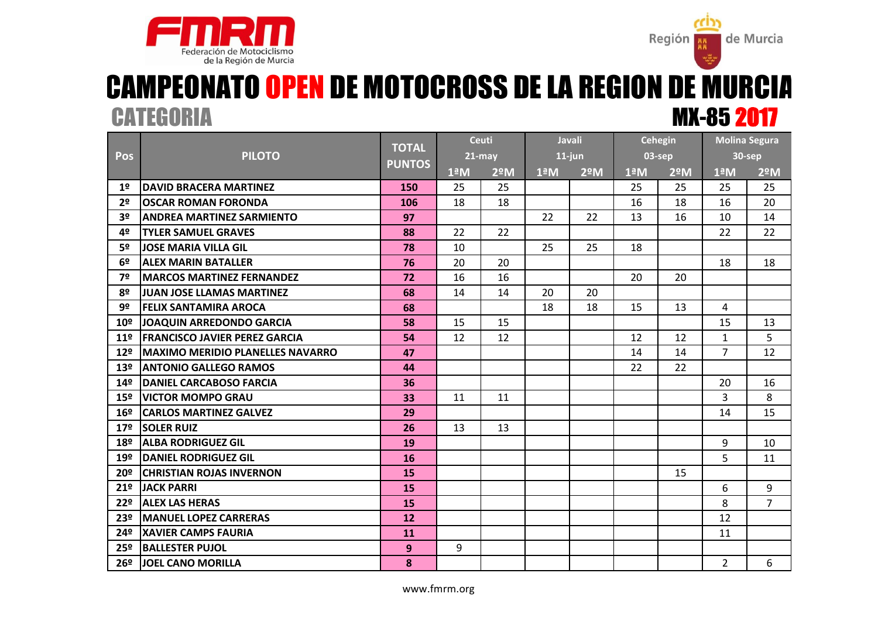# CAMPEONATO OPEN DE MOTOCROSS DE LA REGION DE MURCIA

## CATEGORIA MX-85 2017

| Pos | PILOTO | TOTAL PUNTOS | Ceuti 21-may | | Javali 11-jun | | Cehegin 03-sep | | Molina Segura 30-sep | |
|---|---|---|---|---|---|---|---|---|---|---|
| | | | 1ªM | 2ºM | 1ªM | 2ºM | 1ªM | 2ºM | 1ªM | 2ºM |
| 1º | DAVID BRACERA MARTINEZ | 150 | 25 | 25 | | | 25 | 25 | 25 | 25 |
| 2º | OSCAR ROMAN FORONDA | 106 | 18 | 18 | | | 16 | 18 | 16 | 20 |
| 3º | ANDREA MARTINEZ SARMIENTO | 97 | | | 22 | 22 | 13 | 16 | 10 | 14 |
| 4º | TYLER SAMUEL GRAVES | 88 | 22 | 22 | | | | | 22 | 22 |
| 5º | JOSE MARIA VILLA GIL | 78 | 10 | | 25 | 25 | 18 | | | |
| 6º | ALEX MARIN BATALLER | 76 | 20 | 20 | | | | | 18 | 18 |
| 7º | MARCOS MARTINEZ FERNANDEZ | 72 | 16 | 16 | | | 20 | 20 | | |
| 8º | JUAN JOSE LLAMAS MARTINEZ | 68 | 14 | 14 | 20 | 20 | | | | |
| 9º | FELIX SANTAMIRA AROCA | 68 | | | 18 | 18 | 15 | 13 | 4 | |
| 10º | JOAQUIN ARREDONDO GARCIA | 58 | 15 | 15 | | | | | 15 | 13 |
| 11º | FRANCISCO JAVIER PEREZ GARCIA | 54 | 12 | 12 | | | 12 | 12 | 1 | 5 |
| 12º | MAXIMO MERIDIO PLANELLES NAVARRO | 47 | | | | | 14 | 14 | 7 | 12 |
| 13º | ANTONIO GALLEGO RAMOS | 44 | | | | | 22 | 22 | | |
| 14º | DANIEL CARCABOSO FARCIA | 36 | | | | | | | 20 | 16 |
| 15º | VICTOR MOMPO GRAU | 33 | 11 | 11 | | | | | 3 | 8 |
| 16º | CARLOS MARTINEZ GALVEZ | 29 | | | | | | | 14 | 15 |
| 17º | SOLER RUIZ | 26 | 13 | 13 | | | | | | |
| 18º | ALBA RODRIGUEZ GIL | 19 | | | | | | | 9 | 10 |
| 19º | DANIEL RODRIGUEZ GIL | 16 | | | | | | | 5 | 11 |
| 20º | CHRISTIAN ROJAS INVERNON | 15 | | | | | | 15 | | |
| 21º | JACK PARRI | 15 | | | | | | | 6 | 9 |
| 22º | ALEX LAS HERAS | 15 | | | | | | | 8 | 7 |
| 23º | MANUEL LOPEZ CARRERAS | 12 | | | | | | | 12 | |
| 24º | XAVIER CAMPS FAURIA | 11 | | | | | | | 11 | |
| 25º | BALLESTER PUJOL | 9 | 9 | | | | | | | |
| 26º | JOEL CANO MORILLA | 8 | | | | | | | 2 | 6 |

www.fmrm.org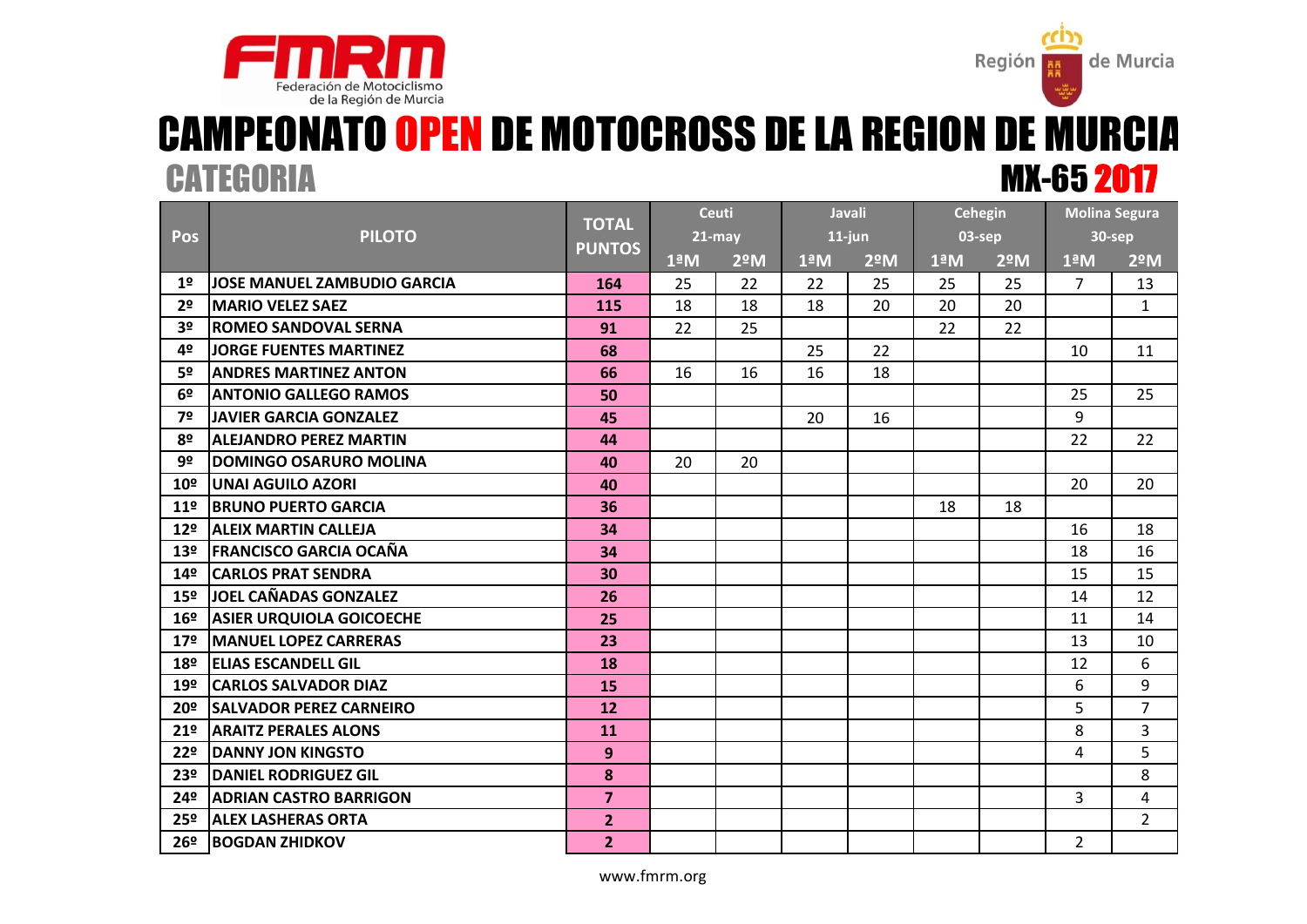# CAMPEONATO OPEN DE MOTOCROSS DE LA REGION DE MURCIA

## CATEGORIA MX-65 2017

| Pos | PILOTO | TOTAL PUNTOS | Ceuti 21-may | | Javali 11-jun | | Cehegin 03-sep | | Molina Segura 30-sep | |
|---|---|---|---|---|---|---|---|---|---|---|
| | | | 1ªM | 2ºM | 1ªM | 2ºM | 1ªM | 2ºM | 1ªM | 2ºM |
| 1º | JOSE MANUEL ZAMBUDIO GARCIA | 164 | 25 | 22 | 22 | 25 | 25 | 25 | 7 | 13 |
| 2º | MARIO VELEZ SAEZ | 115 | 18 | 18 | 18 | 20 | 20 | 20 | | 1 |
| 3º | ROMEO SANDOVAL SERNA | 91 | 22 | 25 | | | 22 | 22 | | |
| 4º | JORGE FUENTES MARTINEZ | 68 | | | 25 | 22 | | | 10 | 11 |
| 5º | ANDRES MARTINEZ ANTON | 66 | 16 | 16 | 16 | 18 | | | | |
| 6º | ANTONIO GALLEGO RAMOS | 50 | | | | | | | 25 | 25 |
| 7º | JAVIER GARCIA GONZALEZ | 45 | | | 20 | 16 | | | 9 | |
| 8º | ALEJANDRO PEREZ MARTIN | 44 | | | | | | | 22 | 22 |
| 9º | DOMINGO OSARURO MOLINA | 40 | 20 | 20 | | | | | | |
| 10º | UNAI AGUILO AZORI | 40 | | | | | | | 20 | 20 |
| 11º | BRUNO PUERTO GARCIA | 36 | | | | | 18 | 18 | | |
| 12º | ALEIX MARTIN CALLEJA | 34 | | | | | | | 16 | 18 |
| 13º | FRANCISCO GARCIA OCAÑA | 34 | | | | | | | 18 | 16 |
| 14º | CARLOS PRAT SENDRA | 30 | | | | | | | 15 | 15 |
| 15º | JOEL CAÑADAS GONZALEZ | 26 | | | | | | | 14 | 12 |
| 16º | ASIER URQUIOLA GOICOECHE | 25 | | | | | | | 11 | 14 |
| 17º | MANUEL LOPEZ CARRERAS | 23 | | | | | | | 13 | 10 |
| 18º | ELIAS ESCANDELL GIL | 18 | | | | | | | 12 | 6 |
| 19º | CARLOS SALVADOR DIAZ | 15 | | | | | | | 6 | 9 |
| 20º | SALVADOR PEREZ CARNEIRO | 12 | | | | | | | 5 | 7 |
| 21º | ARAITZ PERALES ALONS | 11 | | | | | | | 8 | 3 |
| 22º | DANNY JON KINGSTO | 9 | | | | | | | 4 | 5 |
| 23º | DANIEL RODRIGUEZ GIL | 8 | | | | | | | | 8 |
| 24º | ADRIAN CASTRO BARRIGON | 7 | | | | | | | 3 | 4 |
| 25º | ALEX LASHERAS ORTA | 2 | | | | | | | | 2 |
| 26º | BOGDAN ZHIDKOV | 2 | | | | | | | 2 | |

www.fmrm.org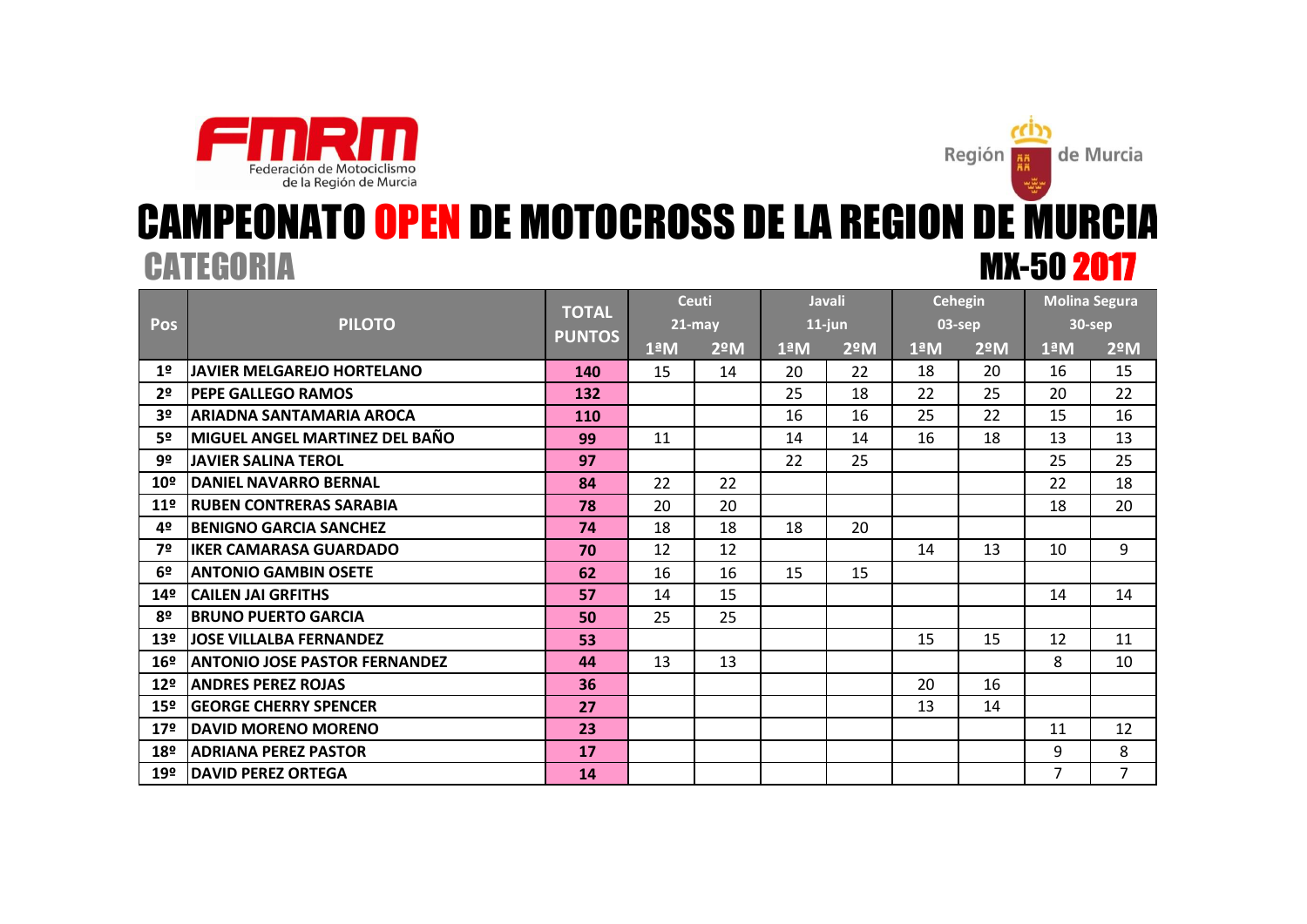Federación de Motociclismo de la Región de Murcia

Región de Murcia

# CAMPEONATO OPEN DE MOTOCROSS DE LA REGION DE MURCIA

## CATEGORIA MX-50 2017

| Pos | PILOTO | TOTAL PUNTOS | Ceuti 21-may | | Javali 11-jun | | Cehegin 03-sep | | Molina Segura 30-sep | |
|---|---|---|---|---|---|---|---|---|---|---|
| | | | 1ªM | 2ºM | 1ªM | 2ºM | 1ªM | 2ºM | 1ªM | 2ºM |
| 1º | JAVIER MELGAREJO HORTELANO | 140 | 15 | 14 | 20 | 22 | 18 | 20 | 16 | 15 |
| 2º | PEPE GALLEGO RAMOS | 132 | | | 25 | 18 | 22 | 25 | 20 | 22 |
| 3º | ARIADNA SANTAMARIA AROCA | 110 | | | 16 | 16 | 25 | 22 | 15 | 16 |
| 5º | MIGUEL ANGEL MARTINEZ DEL BAÑO | 99 | 11 | | 14 | 14 | 16 | 18 | 13 | 13 |
| 9º | JAVIER SALINA TEROL | 97 | | | 22 | 25 | | | 25 | 25 |
| 10º | DANIEL NAVARRO BERNAL | 84 | 22 | 22 | | | | | 22 | 18 |
| 11º | RUBEN CONTRERAS SARABIA | 78 | 20 | 20 | | | | | 18 | 20 |
| 4º | BENIGNO GARCIA SANCHEZ | 74 | 18 | 18 | 18 | 20 | | | | |
| 7º | IKER CAMARASA GUARDADO | 70 | 12 | 12 | | | 14 | 13 | 10 | 9 |
| 6º | ANTONIO GAMBIN OSETE | 62 | 16 | 16 | 15 | 15 | | | | |
| 14º | CAILEN JAI GRFITHS | 57 | 14 | 15 | | | | | 14 | 14 |
| 8º | BRUNO PUERTO GARCIA | 50 | 25 | 25 | | | | | | |
| 13º | JOSE VILLALBA FERNANDEZ | 53 | | | | | 15 | 15 | 12 | 11 |
| 16º | ANTONIO JOSE PASTOR FERNANDEZ | 44 | 13 | 13 | | | | | 8 | 10 |
| 12º | ANDRES PEREZ ROJAS | 36 | | | | | 20 | 16 | | |
| 15º | GEORGE CHERRY SPENCER | 27 | | | | | 13 | 14 | | |
| 17º | DAVID MORENO MORENO | 23 | | | | | | | 11 | 12 |
| 18º | ADRIANA PEREZ PASTOR | 17 | | | | | | | 9 | 8 |
| 19º | DAVID PEREZ ORTEGA | 14 | | | | | | | 7 | 7 |